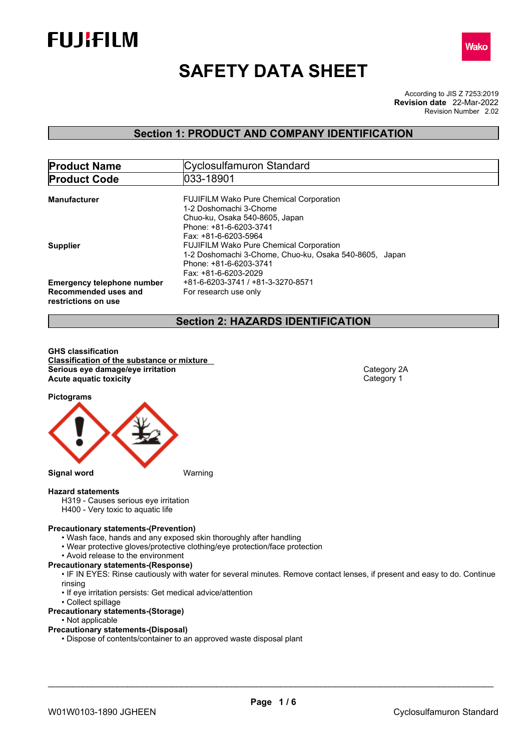# SAFETY DATA SHEET

According to JIS Z 7253:2019
**Revision date** 22-Mar-2022
Revision Number 2.02

## Section 1: PRODUCT AND COMPANY IDENTIFICATION

| **Product Name** | Cyclosulfamuron Standard |
|---|---|
| **Product Code** | 033-18901 |

**Manufacturer**
FUJIFILM Wako Pure Chemical Corporation
1-2 Doshomachi 3-Chome
Chuo-ku, Osaka 540-8605, Japan
Phone: +81-6-6203-3741
Fax: +81-6-6203-5964

**Supplier**
FUJIFILM Wako Pure Chemical Corporation
1-2 Doshomachi 3-Chome, Chuo-ku, Osaka 540-8605, Japan
Phone: +81-6-6203-3741
Fax: +81-6-6203-2029

**Emergency telephone number** +81-6-6203-3741 / +81-3-3270-8571

**Recommended uses and restrictions on use** For research use only

## Section 2: HAZARDS IDENTIFICATION

**GHS classification**

**Classification of the substance or mixture**

| | |
|---|---|
| **Serious eye damage/eye irritation** | Category 2A |
| **Acute aquatic toxicity** | Category 1 |

**Pictograms**

**Signal word** Warning

**Hazard statements**

H319 - Causes serious eye irritation
H400 - Very toxic to aquatic life

**Precautionary statements-(Prevention)**

- Wash face, hands and any exposed skin thoroughly after handling
- Wear protective gloves/protective clothing/eye protection/face protection
- Avoid release to the environment

**Precautionary statements-(Response)**

- IF IN EYES: Rinse cautiously with water for several minutes. Remove contact lenses, if present and easy to do. Continue rinsing
- If eye irritation persists: Get medical advice/attention
- Collect spillage

**Precautionary statements-(Storage)**

- Not applicable

**Precautionary statements-(Disposal)**

- Dispose of contents/container to an approved waste disposal plant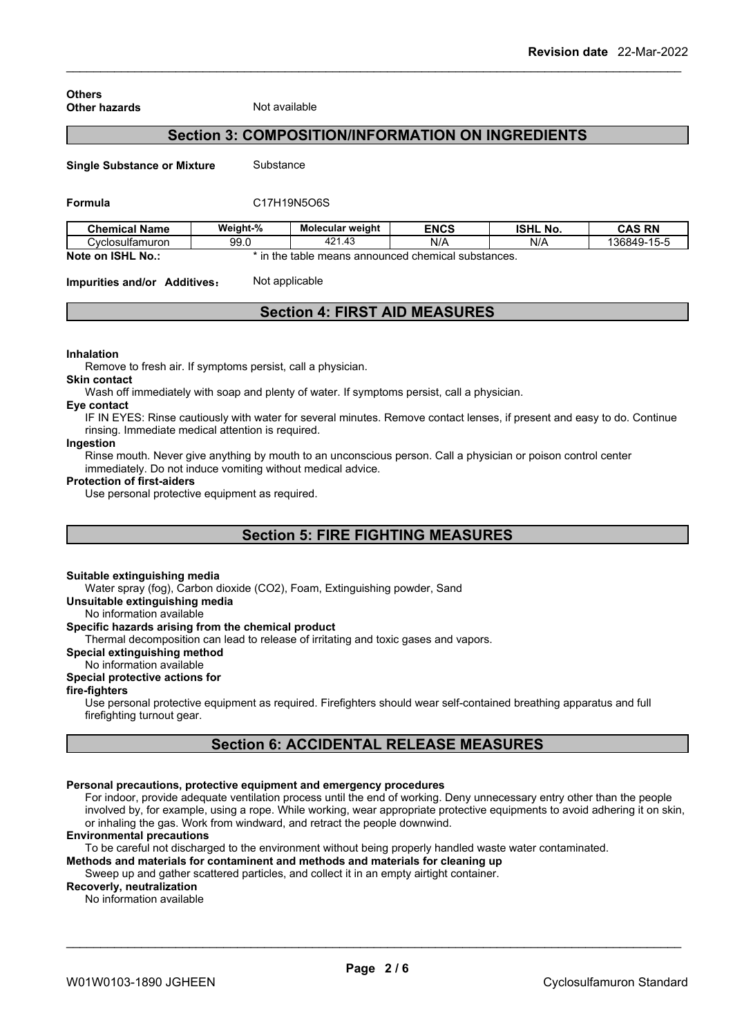**Others**
**Other hazards** Not available

## Section 3: COMPOSITION/INFORMATION ON INGREDIENTS

**Single Substance or Mixture** Substance

**Formula** $C_{17}H_{19}N_5O_6S$

| Chemical Name | Weight-% | Molecular weight | ENCS | ISHL No. | CAS RN |
|---|---|---|---|---|---|
| Cyclosulfamuron | 99.0 | 421.43 | N/A | N/A | 136849-15-5 |

**Note on ISHL No.:** * in the table means announced chemical substances.

**Impurities and/or Additives：** Not applicable

## Section 4: FIRST AID MEASURES

**Inhalation**
Remove to fresh air. If symptoms persist, call a physician.

**Skin contact**
Wash off immediately with soap and plenty of water. If symptoms persist, call a physician.

**Eye contact**
IF IN EYES: Rinse cautiously with water for several minutes. Remove contact lenses, if present and easy to do. Continue rinsing. Immediate medical attention is required.

**Ingestion**
Rinse mouth. Never give anything by mouth to an unconscious person. Call a physician or poison control center immediately. Do not induce vomiting without medical advice.

**Protection of first-aiders**
Use personal protective equipment as required.

## Section 5: FIRE FIGHTING MEASURES

**Suitable extinguishing media**
Water spray (fog), Carbon dioxide ($CO_2$), Foam, Extinguishing powder, Sand

**Unsuitable extinguishing media**
No information available

**Specific hazards arising from the chemical product**
Thermal decomposition can lead to release of irritating and toxic gases and vapors.

**Special extinguishing method**
No information available

**Special protective actions for fire-fighters**
Use personal protective equipment as required. Firefighters should wear self-contained breathing apparatus and full firefighting turnout gear.

## Section 6: ACCIDENTAL RELEASE MEASURES

**Personal precautions, protective equipment and emergency procedures**
For indoor, provide adequate ventilation process until the end of working. Deny unnecessary entry other than the people involved by, for example, using a rope. While working, wear appropriate protective equipments to avoid adhering it on skin, or inhaling the gas. Work from windward, and retract the people downwind.

**Environmental precautions**
To be careful not discharged to the environment without being properly handled waste water contaminated.

**Methods and materials for contaminent and methods and materials for cleaning up**
Sweep up and gather scattered particles, and collect it in an empty airtight container.

**Recoverly, neutralization**
No information available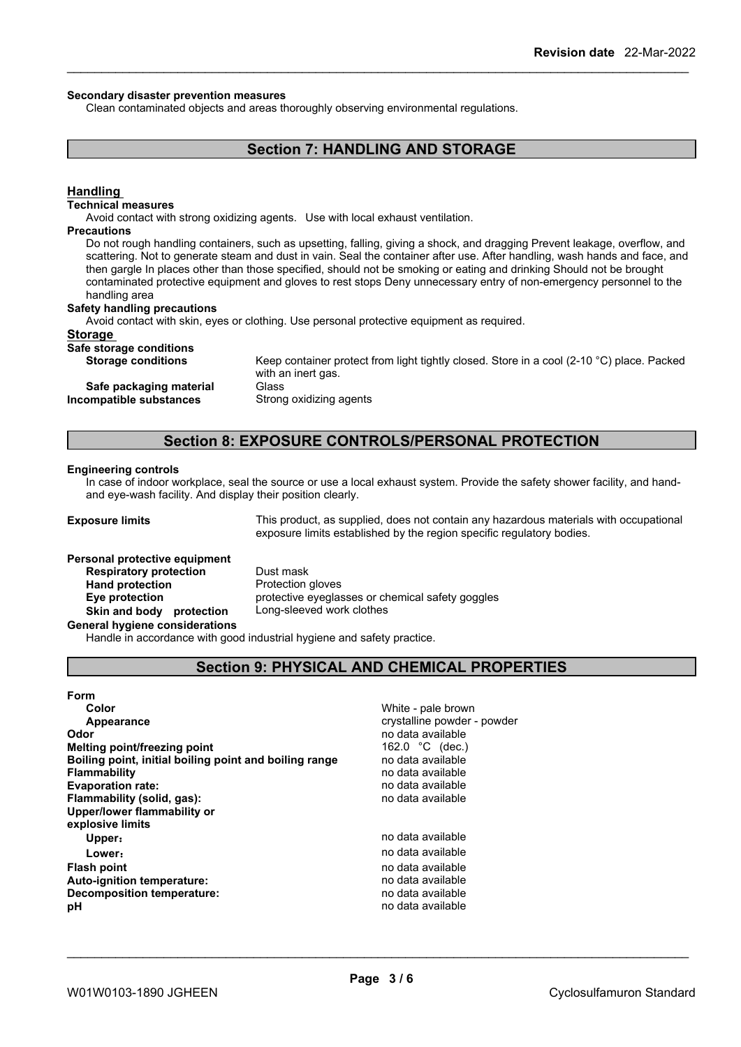**Secondary disaster prevention measures**

Clean contaminated objects and areas thoroughly observing environmental regulations.

## Section 7: HANDLING AND STORAGE

### Handling

**Technical measures**

Avoid contact with strong oxidizing agents. Use with local exhaust ventilation.

**Precautions**

Do not rough handling containers, such as upsetting, falling, giving a shock, and dragging Prevent leakage, overflow, and scattering. Not to generate steam and dust in vain. Seal the container after use. After handling, wash hands and face, and then gargle In places other than those specified, should not be smoking or eating and drinking Should not be brought contaminated protective equipment and gloves to rest stops Deny unnecessary entry of non-emergency personnel to the handling area

**Safety handling precautions**

Avoid contact with skin, eyes or clothing. Use personal protective equipment as required.

### Storage

**Safe storage conditions**

**Storage conditions** Keep container protect from light tightly closed. Store in a cool (2-10 °C) place. Packed with an inert gas.

**Safe packaging material** Glass

**Incompatible substances** Strong oxidizing agents

## Section 8: EXPOSURE CONTROLS/PERSONAL PROTECTION

**Engineering controls**

In case of indoor workplace, seal the source or use a local exhaust system. Provide the safety shower facility, and hand- and eye-wash facility. And display their position clearly.

**Exposure limits** This product, as supplied, does not contain any hazardous materials with occupational exposure limits established by the region specific regulatory bodies.

**Personal protective equipment**

| | |
|---|---|
| **Respiratory protection** | Dust mask |
| **Hand protection** | Protection gloves |
| **Eye protection** | protective eyeglasses or chemical safety goggles |
| **Skin and body protection** | Long-sleeved work clothes |

**General hygiene considerations**

Handle in accordance with good industrial hygiene and safety practice.

## Section 9: PHYSICAL AND CHEMICAL PROPERTIES

| | |
|---|---|
| **Form** | |
| **Color** | White - pale brown |
| **Appearance** | crystalline powder - powder |
| **Odor** | no data available |
| **Melting point/freezing point** | 162.0 °C (dec.) |
| **Boiling point, initial boiling point and boiling range** | no data available |
| **Flammability** | no data available |
| **Evaporation rate:** | no data available |
| **Flammability (solid, gas):** | no data available |
| **Upper/lower flammability or explosive limits** | |
| **Upper:** | no data available |
| **Lower:** | no data available |
| **Flash point** | no data available |
| **Auto-ignition temperature:** | no data available |
| **Decomposition temperature:** | no data available |
| **pH** | no data available |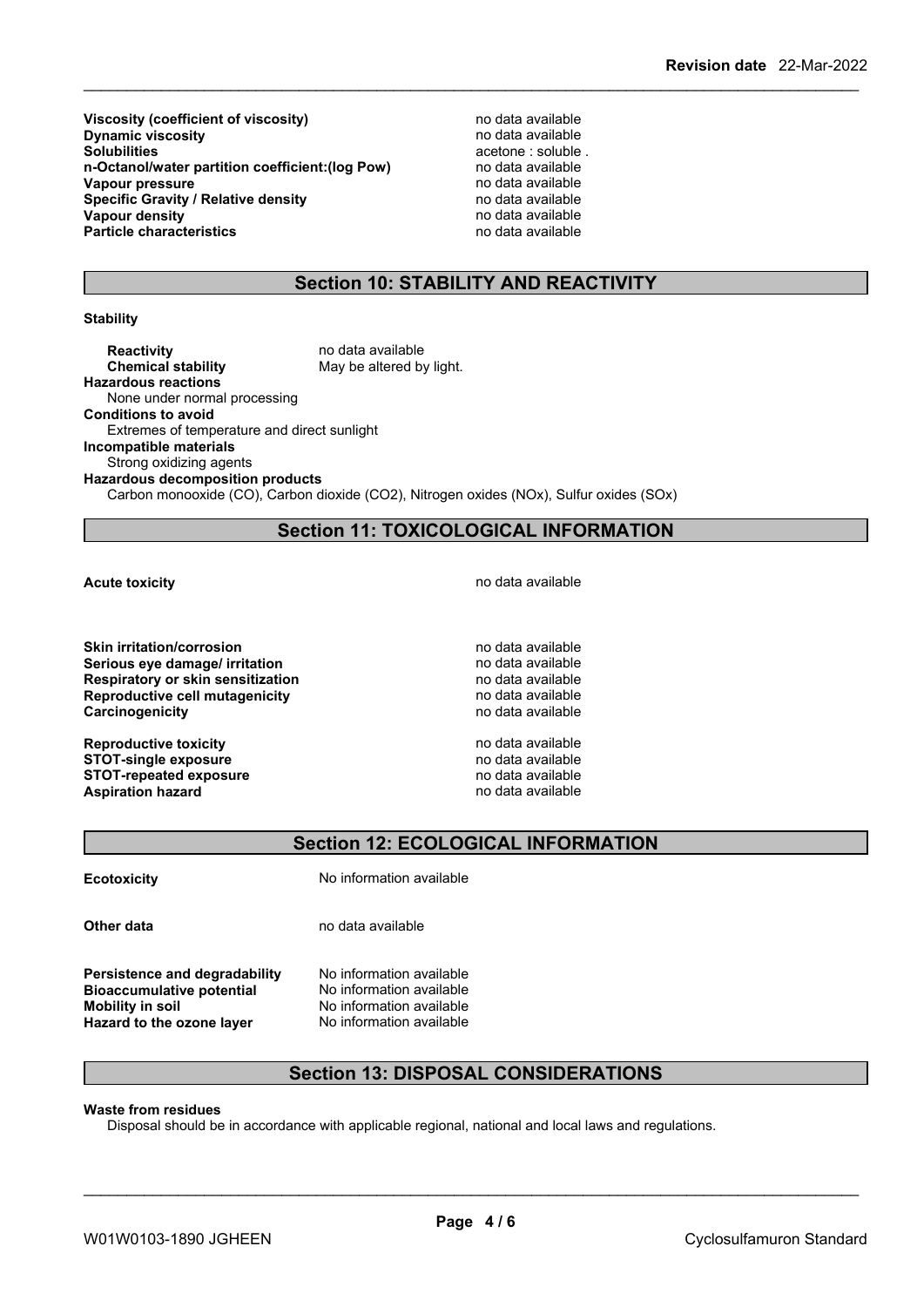| | |
|---|---|
| **Viscosity (coefficient of viscosity)** | no data available |
| **Dynamic viscosity** | no data available |
| **Solubilities** | acetone : soluble . |
| **n-Octanol/water partition coefficient:(log Pow)** | no data available |
| **Vapour pressure** | no data available |
| **Specific Gravity / Relative density** | no data available |
| **Vapour density** | no data available |
| **Particle characteristics** | no data available |

## Section 10: STABILITY AND REACTIVITY

**Stability**

**Reactivity** no data available
**Chemical stability** May be altered by light.

**Hazardous reactions**
None under normal processing

**Conditions to avoid**
Extremes of temperature and direct sunlight

**Incompatible materials**
Strong oxidizing agents

**Hazardous decomposition products**
Carbon monooxide (CO), Carbon dioxide ($CO_2$), Nitrogen oxides ($NO_x$), Sulfur oxides ($SO_x$)

## Section 11: TOXICOLOGICAL INFORMATION

| | |
|---|---|
| **Acute toxicity** | no data available |
| **Skin irritation/corrosion** | no data available |
| **Serious eye damage/ irritation** | no data available |
| **Respiratory or skin sensitization** | no data available |
| **Reproductive cell mutagenicity** | no data available |
| **Carcinogenicity** | no data available |
| **Reproductive toxicity** | no data available |
| **STOT-single exposure** | no data available |
| **STOT-repeated exposure** | no data available |
| **Aspiration hazard** | no data available |

## Section 12: ECOLOGICAL INFORMATION

| | |
|---|---|
| **Ecotoxicity** | No information available |
| **Other data** | no data available |
| **Persistence and degradability** | No information available |
| **Bioaccumulative potential** | No information available |
| **Mobility in soil** | No information available |
| **Hazard to the ozone layer** | No information available |

## Section 13: DISPOSAL CONSIDERATIONS

**Waste from residues**
Disposal should be in accordance with applicable regional, national and local laws and regulations.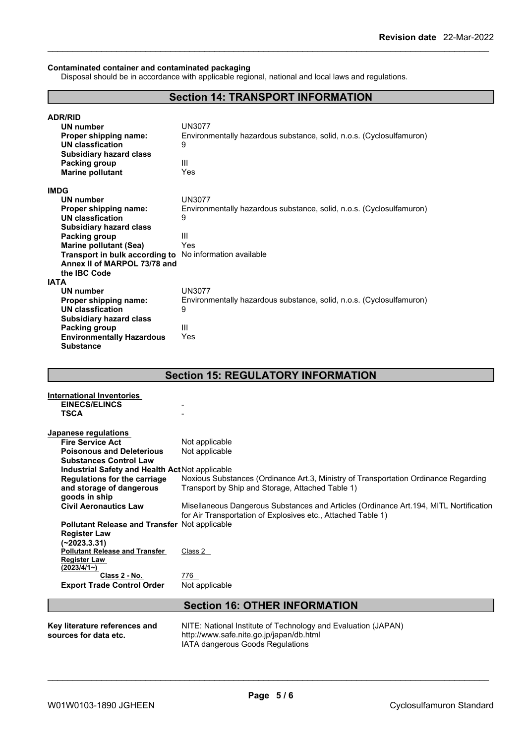**Contaminated container and contaminated packaging**

Disposal should be in accordance with applicable regional, national and local laws and regulations.

## Section 14: TRANSPORT INFORMATION

**ADR/RID**

| | |
|---|---|
| **UN number** | UN3077 |
| **Proper shipping name:** | Environmentally hazardous substance, solid, n.o.s. (Cyclosulfamuron) |
| **UN classfication** | 9 |
| **Subsidiary hazard class** | |
| **Packing group** | III |
| **Marine pollutant** | Yes |

**IMDG**

| | |
|---|---|
| **UN number** | UN3077 |
| **Proper shipping name:** | Environmentally hazardous substance, solid, n.o.s. (Cyclosulfamuron) |
| **UN classfication** | 9 |
| **Subsidiary hazard class** | |
| **Packing group** | III |
| **Marine pollutant (Sea)** | Yes |
| **Transport in bulk according to Annex II of MARPOL 73/78 and the IBC Code** | No information available |

**IATA**

| | |
|---|---|
| **UN number** | UN3077 |
| **Proper shipping name:** | Environmentally hazardous substance, solid, n.o.s. (Cyclosulfamuron) |
| **UN classfication** | 9 |
| **Subsidiary hazard class** | |
| **Packing group** | III |
| **Environmentally Hazardous Substance** | Yes |

## Section 15: REGULATORY INFORMATION

**International Inventories**

| | |
|---|---|
| **EINECS/ELINCS** | - |
| **TSCA** | - |

**Japanese regulations**

| | |
|---|---|
| **Fire Service Act** | Not applicable |
| **Poisonous and Deleterious Substances Control Law** | Not applicable |
| **Industrial Safety and Health Act** | Not applicable |
| **Regulations for the carriage and storage of dangerous goods in ship** | Noxious Substances (Ordinance Art.3, Ministry of Transportation Ordinance Regarding Transport by Ship and Storage, Attached Table 1) |
| **Civil Aeronautics Law** | Misellaneous Dangerous Substances and Articles (Ordinance Art.194, MITL Nortification for Air Transportation of Explosives etc., Attached Table 1) |
| **Pollutant Release and Transfer Register Law (~2023.3.31)** | Not applicable |
| **Pollutant Release and Transfer Register Law (2023/4/1~)** | Class 2 |
| **Class 2 - No.** | 776 |
| **Export Trade Control Order** | Not applicable |

## Section 16: OTHER INFORMATION

| | |
|---|---|
| **Key literature references and sources for data etc.** | NITE: National Institute of Technology and Evaluation (JAPAN)<br>http://www.safe.nite.go.jp/japan/db.html<br>IATA dangerous Goods Regulations |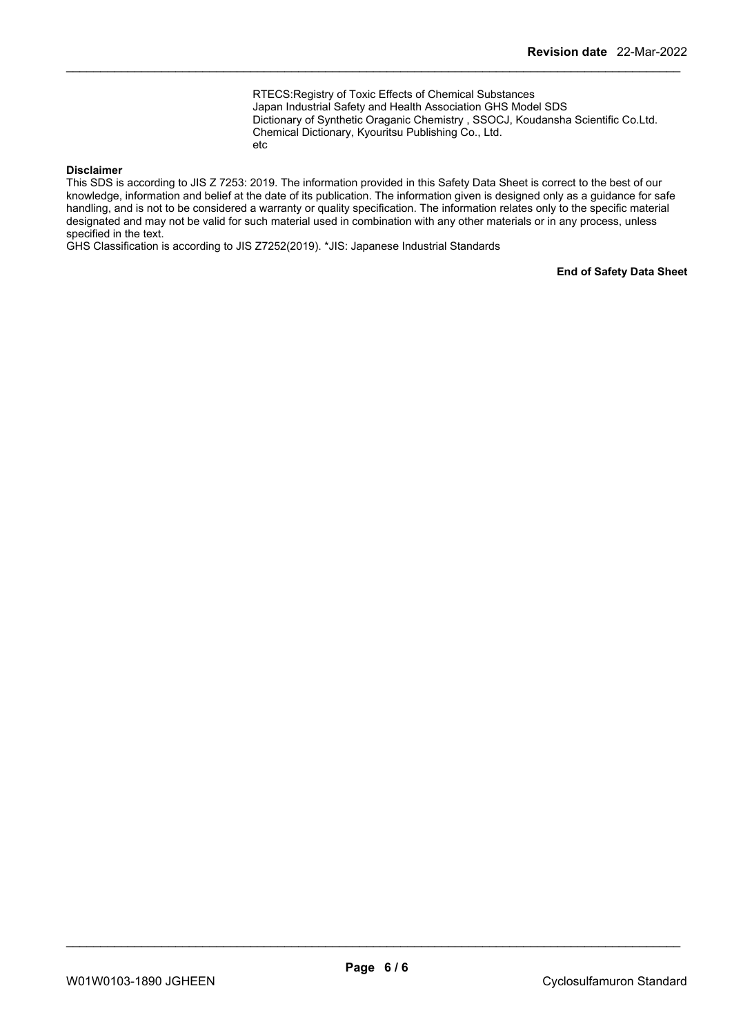RTECS:Registry of Toxic Effects of Chemical Substances
Japan Industrial Safety and Health Association GHS Model SDS
Dictionary of Synthetic Oraganic Chemistry , SSOCJ, Koudansha Scientific Co.Ltd.
Chemical Dictionary, Kyouritsu Publishing Co., Ltd.
etc

**Disclaimer**

This SDS is according to JIS Z 7253: 2019. The information provided in this Safety Data Sheet is correct to the best of our knowledge, information and belief at the date of its publication. The information given is designed only as a guidance for safe handling, and is not to be considered a warranty or quality specification. The information relates only to the specific material designated and may not be valid for such material used in combination with any other materials or in any process, unless specified in the text.

GHS Classification is according to JIS Z7252(2019). *JIS: Japanese Industrial Standards

**End of Safety Data Sheet**